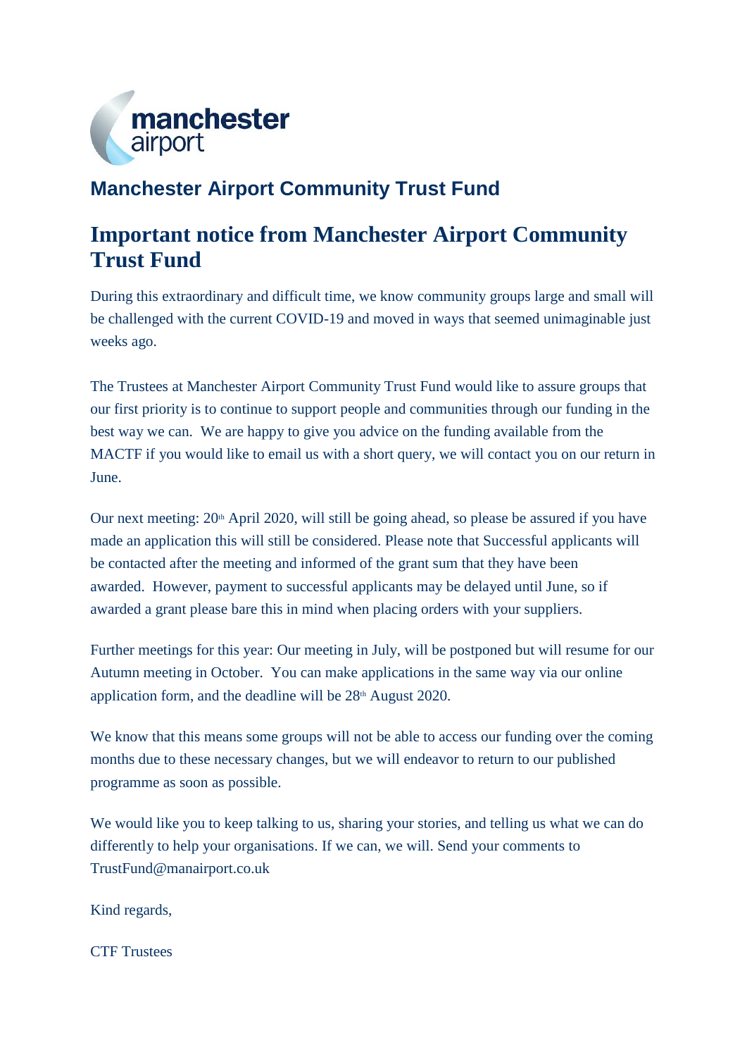## Manchester Airport Community Trust Fund

# Important notice from Manchester Airport Community Trust Fund

During this extraordinary and difficult time, we know community groups large and small will be challenged with the current COVID-19 and moved in ways that seemed unimaginable just weeks ago.

The Trustees at Manchester Airport Community Trust Fund would like to assure groups that our first priority is to continue to support people and communities through our funding in the best way we can. We are happy to give you advice on the funding available from the MACTF if you would like to email us with a short query, we will contact you on our return in June.

Our next meeting: 20th April 2020, will still be going ahead, so please be assured if you have made an application this will still be considered. Please note that Successful applicants will be contacted after the meeting and informed of the grant sum that they have been awarded. However, payment to successful applicants may be delayed until June, so if awarded a grant please bare this in mind when placing orders with your suppliers.

Further meetings for this year: Our meeting in July, will be postponed but will resume for our Autumn meeting in October. You can make applications in the same way via our online application form, and the deadline will be 28th August 2020.

We know that this means some groups will not be able to access our funding over the coming months due to these necessary changes, but we will endeavor to return to our published programme as soon as possible.

We would like you to keep talking to us, sharing your stories, and telling us what we can do differently to help your organisations. If we can, we will. Send your comments to TrustFund@manairport.co.uk

Kind regards,

CTF Trustees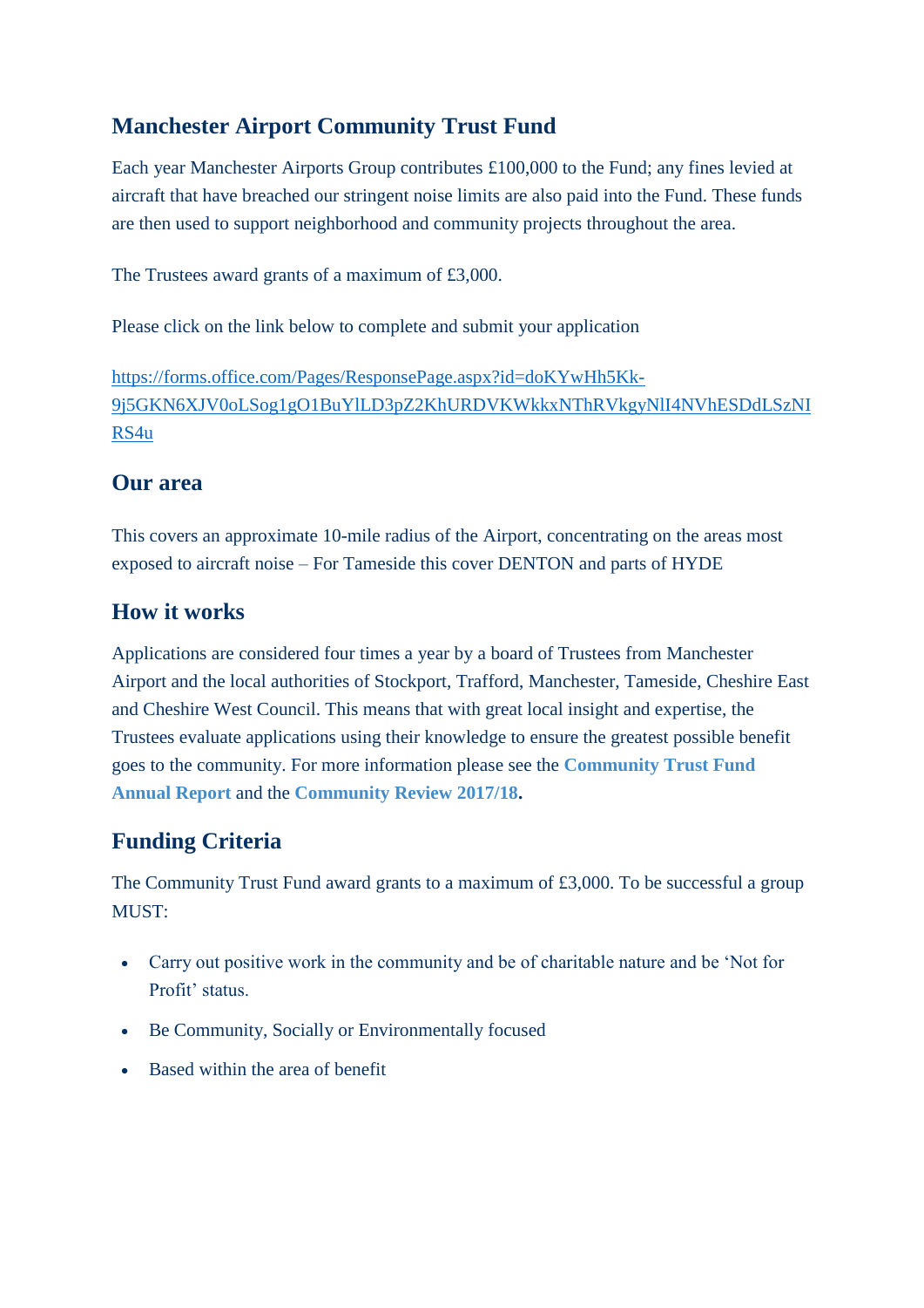## Manchester Airport Community Trust Fund

Each year Manchester Airports Group contributes £100,000 to the Fund; any fines levied at aircraft that have breached our stringent noise limits are also paid into the Fund. These funds are then used to support neighborhood and community projects throughout the area.

The Trustees award grants of a maximum of £3,000.

Please click on the link below to complete and submit your application

https://forms.office.com/Pages/ResponsePage.aspx?id=doKYwHh5Kk-9j5GKN6XJV0oLSog1gO1BuYlLD3pZ2KhURDVKWkkxNThRVkgyNlI4NVhESDdLSzNIRS4u

## Our area

This covers an approximate 10-mile radius of the Airport, concentrating on the areas most exposed to aircraft noise – For Tameside this cover DENTON and parts of HYDE

## How it works

Applications are considered four times a year by a board of Trustees from Manchester Airport and the local authorities of Stockport, Trafford, Manchester, Tameside, Cheshire East and Cheshire West Council. This means that with great local insight and expertise, the Trustees evaluate applications using their knowledge to ensure the greatest possible benefit goes to the community. For more information please see the **Community Trust Fund Annual Report** and the **Community Review 2017/18.**

## Funding Criteria

The Community Trust Fund award grants to a maximum of £3,000. To be successful a group MUST:

- Carry out positive work in the community and be of charitable nature and be 'Not for Profit' status.
- Be Community, Socially or Environmentally focused
- Based within the area of benefit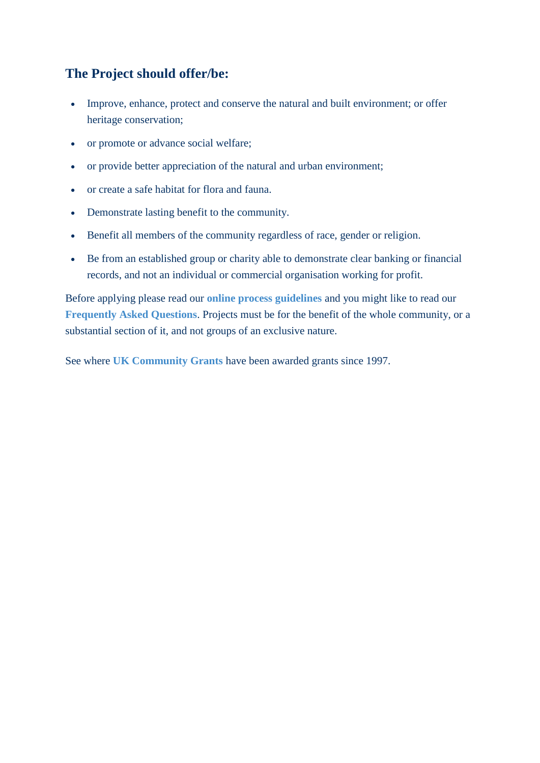## The Project should offer/be:

- Improve, enhance, protect and conserve the natural and built environment; or offer heritage conservation;
- or promote or advance social welfare;
- or provide better appreciation of the natural and urban environment;
- or create a safe habitat for flora and fauna.
- Demonstrate lasting benefit to the community.
- Benefit all members of the community regardless of race, gender or religion.
- Be from an established group or charity able to demonstrate clear banking or financial records, and not an individual or commercial organisation working for profit.

Before applying please read our **online process guidelines** and you might like to read our **Frequently Asked Questions**. Projects must be for the benefit of the whole community, or a substantial section of it, and not groups of an exclusive nature.

See where **UK Community Grants** have been awarded grants since 1997.